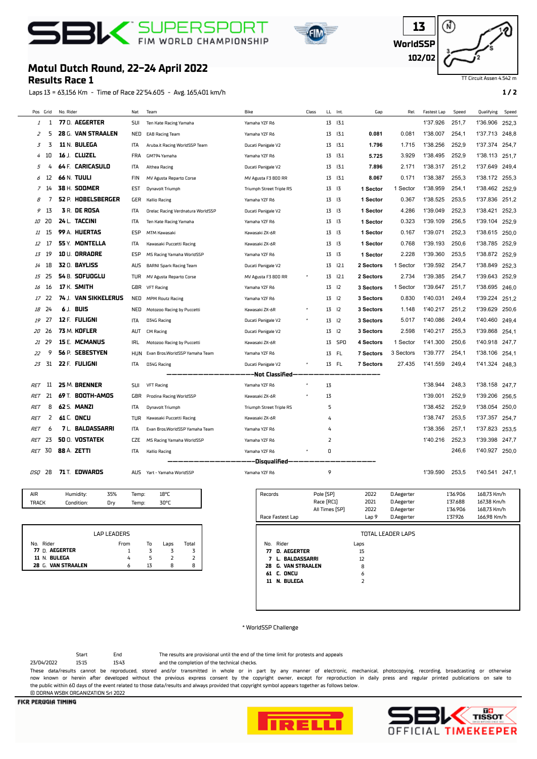# SBK SUPERSPORT FIM WORLD CHAMPIONSHIP

**13**
**WorldSSP**
**102/02**

TT Circuit Assen 4.542 m

## Motul Dutch Round, 22-24 April 2022
## Results Race 1

Laps 13 = 63,156 Km - Time of Race 22'54.605 - Avg. 165,401 km/h

| Pos | Grid | No. Rider | Nat | Team | Bike | Class | LL | Int. | Gap | Rel. | Fastest Lap | Speed | Qualifying | Speed |
|---|---|---|---|---|---|---|---|---|---|---|---|---|---|---|
| 1 | 1 | **77** D. **AEGERTER** | SUI | Ten Kate Racing Yamaha | Yamaha YZF R6 | | 13 | I3.1 | | | 1'37.926 | 251,7 | 1'36.906 | 252,3 |
| 2 | 5 | **28** G. **VAN STRAALEN** | NED | EAB Racing Team | Yamaha YZF R6 | | 13 | I3.1 | **0.081** | 0.081 | 1'38.007 | 254,1 | 1'37.713 | 248,8 |
| 3 | 3 | **11** N. **BULEGA** | ITA | Aruba.it Racing WorldSSP Team | Ducati Panigale V2 | | 13 | I3.1 | **1.796** | 1.715 | 1'38.256 | 252,9 | 1'37.374 | 254,7 |
| 4 | 10 | **16** J. **CLUZEL** | FRA | GMT94 Yamaha | Yamaha YZF R6 | | 13 | I3.1 | **5.725** | 3.929 | 1'38.495 | 252,9 | 1'38.113 | 251,7 |
| 5 | 4 | **64** F. **CARICASULO** | ITA | Althea Racing | Ducati Panigale V2 | | 13 | I3.1 | **7.896** | 2.171 | 1'38.317 | 251,2 | 1'37.649 | 249,4 |
| 6 | 12 | **66** N. **TUULI** | FIN | MV Agusta Reparto Corse | MV Agusta F3 800 RR | | 13 | I3.1 | **8.067** | 0.171 | 1'38.387 | 255,3 | 1'38.172 | 255,3 |
| 7 | 14 | **38** H. **SOOMER** | EST | Dynavolt Triumph | Triumph Street Triple RS | | 13 | I3 | **1 Sector** | 1 Sector | 1'38.959 | 254,1 | 1'38.462 | 252,9 |
| 8 | 7 | **52** P. **HOBELSBERGER** | GER | Kallio Racing | Yamaha YZF R6 | | 13 | I3 | **1 Sector** | 0.367 | 1'38.525 | 253,5 | 1'37.836 | 251,2 |
| 9 | 13 | **3** R. **DE ROSA** | ITA | Orelac Racing Verdnatura WorldSSP | Ducati Panigale V2 | | 13 | I3 | **1 Sector** | 4.286 | 1'39.049 | 252,3 | 1'38.421 | 252,3 |
| 10 | 20 | **24** L. **TACCINI** | ITA | Ten Kate Racing Yamaha | Yamaha YZF R6 | | 13 | I3 | **1 Sector** | 0.323 | 1'39.109 | 256,5 | 1'39.104 | 252,9 |
| 11 | 15 | **99** A. **HUERTAS** | ESP | MTM Kawasaki | Kawasaki ZX-6R | | 13 | I3 | **1 Sector** | 0.167 | 1'39.071 | 252,3 | 1'38.615 | 250,0 |
| 12 | 17 | **55** Y. **MONTELLA** | ITA | Kawasaki Puccetti Racing | Kawasaki ZX-6R | | 13 | I3 | **1 Sector** | 0.768 | 1'39.193 | 250,6 | 1'38.785 | 252,9 |
| 13 | 19 | **10** U. **ORRADRE** | ESP | MS Racing Yamaha WorldSSP | Yamaha YZF R6 | | 13 | I3 | **1 Sector** | 2.228 | 1'39.360 | 253,5 | 1'38.872 | 252,9 |
| 14 | 18 | **32** O. **BAYLISS** | AUS | BARNI Spark Racing Team | Ducati Panigale V2 | | 13 | I2.1 | **2 Sectors** | 1 Sector | 1'39.592 | 254,7 | 1'38.849 | 252,3 |
| 15 | 25 | **54** B. **SOFUOGLU** | TUR | MV Agusta Reparto Corse | MV Agusta F3 800 RR | * | 13 | I2.1 | **2 Sectors** | 2.734 | 1'39.385 | 254,7 | 1'39.643 | 252,9 |
| 16 | 16 | **17** K. **SMITH** | GBR | VFT Racing | Yamaha YZF R6 | | 13 | I2 | **3 Sectors** | 1 Sector | 1'39.647 | 251,7 | 1'38.695 | 246,0 |
| 17 | 22 | **74** J. **VAN SIKKELERUS** | NED | MPM Routz Racing | Yamaha YZF R6 | | 13 | I2 | **3 Sectors** | 0.830 | 1'40.031 | 249,4 | 1'39.224 | 251,2 |
| 18 | 24 | **6** J. **BUIS** | NED | Motozoo Racing by Puccetti | Kawasaki ZX-6R | * | 13 | I2 | **3 Sectors** | 1.148 | 1'40.217 | 251,2 | 1'39.629 | 250,6 |
| 19 | 27 | **12** F. **FULIGNI** | ITA | D34G Racing | Ducati Panigale V2 | * | 13 | I2 | **3 Sectors** | 5.017 | 1'40.086 | 249,4 | 1'40.460 | 249,4 |
| 20 | 26 | **73** M. **KOFLER** | AUT | CM Racing | Ducati Panigale V2 | | 13 | I2 | **3 Sectors** | 2.598 | 1'40.217 | 255,3 | 1'39.868 | 254,1 |
| 21 | 29 | **15** E. **MCMANUS** | IRL | Motozoo Racing by Puccetti | Kawasaki ZX-6R | | 13 | SPD | **4 Sectors** | 1 Sector | 1'41.300 | 250,6 | 1'40.918 | 247,7 |
| 22 | 9 | **56** P. **SEBESTYEN** | HUN | Evan Bros.WorldSSP Yamaha Team | Yamaha YZF R6 | | 13 | FL | **7 Sectors** | 3 Sectors | 1'39.777 | 254,1 | 1'38.106 | 254,1 |
| 23 | 31 | **22** F. **FULIGNI** | ITA | D34G Racing | Ducati Panigale V2 | * | 13 | FL | **7 Sectors** | 27.435 | 1'41.559 | 249,4 | 1'41.324 | 248,3 |
| | | | | | **Not Classified** | | | | | | | | | |
| RET | 11 | **25** M. **BRENNER** | SUI | VFT Racing | Yamaha YZF R6 | * | 13 | | | | 1'38.944 | 248,3 | 1'38.158 | 247,7 |
| RET | 21 | **69** T. **BOOTH-AMOS** | GBR | Prodina Racing WorldSSP | Kawasaki ZX-6R | * | 13 | | | | 1'39.001 | 252,9 | 1'39.206 | 256,5 |
| RET | 8 | **62** S. **MANZI** | ITA | Dynavolt Triumph | Triumph Street Triple RS | | 5 | | | | 1'38.452 | 252,9 | 1'38.054 | 250,0 |
| RET | 2 | **61** C. **ONCU** | TUR | Kawasaki Puccetti Racing | Kawasaki ZX-6R | | 4 | | | | 1'38.747 | 253,5 | 1'37.357 | 254,7 |
| RET | 6 | **7** L. **BALDASSARRI** | ITA | Evan Bros.WorldSSP Yamaha Team | Yamaha YZF R6 | | 4 | | | | 1'38.356 | 257,1 | 1'37.823 | 253,5 |
| RET | 23 | **50** O. **VOSTATEK** | CZE | MS Racing Yamaha WorldSSP | Yamaha YZF R6 | | 2 | | | | 1'40.216 | 252,3 | 1'39.398 | 247,7 |
| RET | 30 | **88** A. **ZETTI** | ITA | Kallio Racing | Yamaha YZF R6 | * | 0 | | | | | 246,6 | 1'40.927 | 250,0 |
| | | | | | **Disqualified** | | | | | | | | | |
| DSQ | 28 | **71** T. **EDWARDS** | AUS | Yart - Yamaha WorldSSP | Yamaha YZF R6 | | 9 | | | | 1'39.590 | 253,5 | 1'40.541 | 247,1 |

| | | | | |
|---|---|---|---|---|
| AIR | Humidity: | 35% | Temp: | 18°C |
| TRACK | Condition: | Dry | Temp: | 30°C |

| Records | | | | | |
|---|---|---|---|---|---|
| | Pole [SP] | 2022 | D.Aegerter | 1'36.906 | 168,73 Km/h |
| | Race [RC1] | 2021 | D.Aegerter | 1'37.688 | 167,38 Km/h |
| | All Times [SP] | 2022 | D.Aegerter | 1'36.906 | 168,73 Km/h |
| Race Fastest Lap | | Lap 9 | D.Aegerter | 1'37.926 | 166,98 Km/h |

**LAP LEADERS**

| No. | Rider | From | To | Laps | Total |
|---|---|---|---|---|---|
| **77** | **D. AEGERTER** | 1 | 3 | 3 | 3 |
| **11** | **N. BULEGA** | 4 | 5 | 2 | 2 |
| **28** | **G. VAN STRAALEN** | 6 | 13 | 8 | 8 |

**TOTAL LEADER LAPS**

| No. | Rider | Laps |
|---|---|---|
| **77** | **D. AEGERTER** | 15 |
| **7** | **L. BALDASSARRI** | 12 |
| **28** | **G. VAN STRAALEN** | 8 |
| **61** | **C. ONCU** | 6 |
| **11** | **N. BULEGA** | 2 |

\* WorldSSP Challenge

| | Start | End |
|---|---|---|
| 23/04/2022 | 15:15 | 15:43 |

The results are provisional until the end of the time limit for protests and appeals and the completion of the technical checks.

These data/results cannot be reproduced, stored and/or transmitted in whole or in part by any manner of electronic, mechanical, photocopying, recording, broadcasting or otherwise now known or herein after developed without the previous express consent by the copyright owner, except for reproduction in daily press and regular printed publications on sale to the public within 60 days of the event related to those data/results and always provided that copyright symbol appears together as follows below.
© DORNA WSBK ORGANIZATION Srl 2022

FICR PERUGIA TIMING — PIRELLI — SBK TISSOT OFFICIAL TIMEKEEPER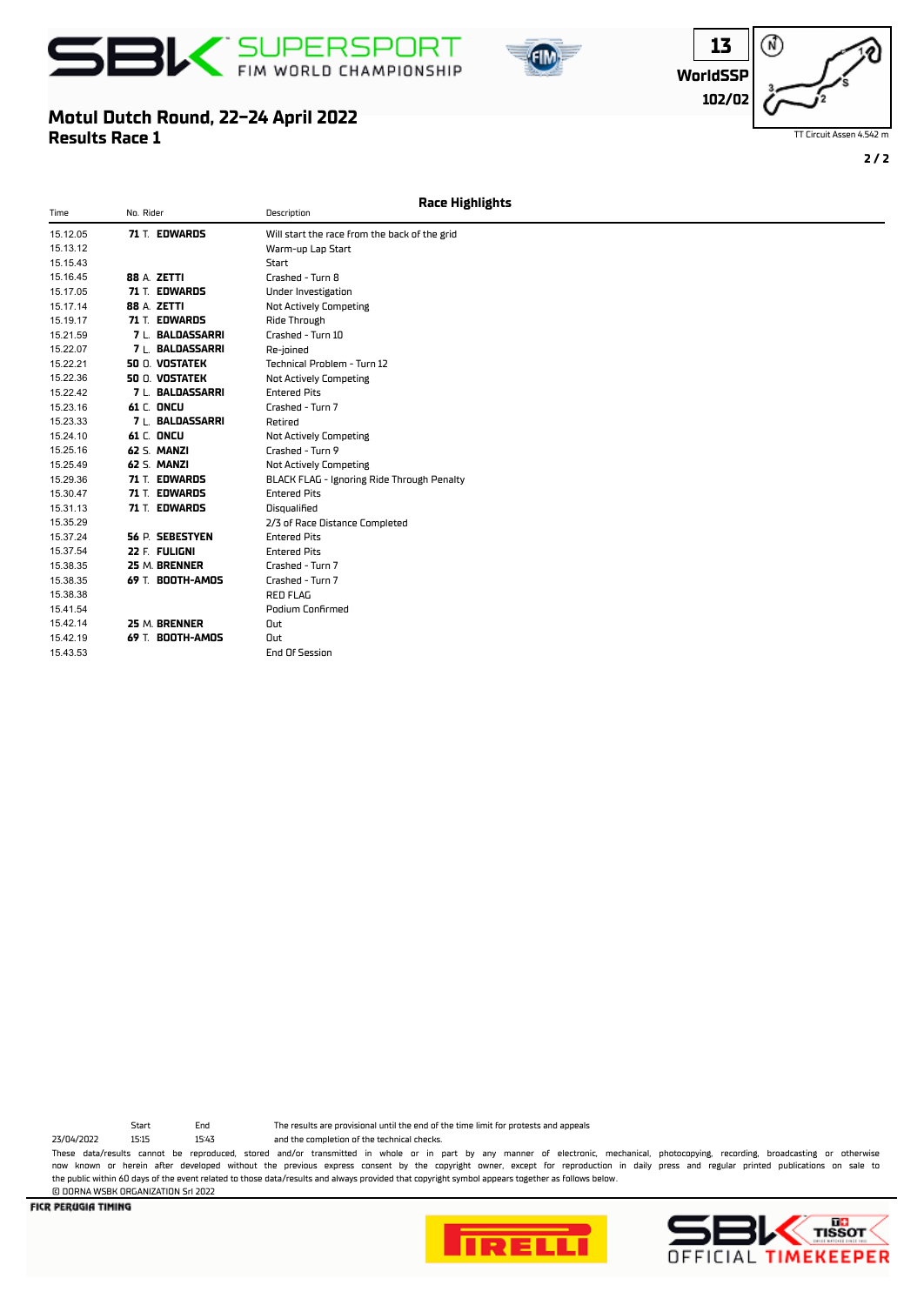# Motul Dutch Round, 22-24 April 2022

## Results Race 1

13
WorldSSP
102/02

TT Circuit Assen 4.542 m

### Race Highlights

| Time | No. Rider | Description |
|---|---|---|
| 15.12.05 | **71** T. **EDWARDS** | Will start the race from the back of the grid |
| 15.13.12 | | Warm-up Lap Start |
| 15.15.43 | | Start |
| 15.16.45 | **88** A. **ZETTI** | Crashed - Turn 8 |
| 15.17.05 | **71** T. **EDWARDS** | Under Investigation |
| 15.17.14 | **88** A. **ZETTI** | Not Actively Competing |
| 15.19.17 | **71** T. **EDWARDS** | Ride Through |
| 15.21.59 | **7** L. **BALDASSARRI** | Crashed - Turn 10 |
| 15.22.07 | **7** L. **BALDASSARRI** | Re-joined |
| 15.22.21 | **50** O. **VOSTATEK** | Technical Problem - Turn 12 |
| 15.22.36 | **50** O. **VOSTATEK** | Not Actively Competing |
| 15.22.42 | **7** L. **BALDASSARRI** | Entered Pits |
| 15.23.16 | **61** C. **ONCU** | Crashed - Turn 7 |
| 15.23.33 | **7** L. **BALDASSARRI** | Retired |
| 15.24.10 | **61** C. **ONCU** | Not Actively Competing |
| 15.25.16 | **62** S. **MANZI** | Crashed - Turn 9 |
| 15.25.49 | **62** S. **MANZI** | Not Actively Competing |
| 15.29.36 | **71** T. **EDWARDS** | BLACK FLAG - Ignoring Ride Through Penalty |
| 15.30.47 | **71** T. **EDWARDS** | Entered Pits |
| 15.31.13 | **71** T. **EDWARDS** | Disqualified |
| 15.35.29 | | 2/3 of Race Distance Completed |
| 15.37.24 | **56** P. **SEBESTYEN** | Entered Pits |
| 15.37.54 | **22** F. **FULIGNI** | Entered Pits |
| 15.38.35 | **25** M. **BRENNER** | Crashed - Turn 7 |
| 15.38.35 | **69** T. **BOOTH-AMOS** | Crashed - Turn 7 |
| 15.38.38 | | RED FLAG |
| 15.41.54 | | Podium Confirmed |
| 15.42.14 | **25** M. **BRENNER** | Out |
| 15.42.19 | **69** T. **BOOTH-AMOS** | Out |
| 15.43.53 | | End Of Session |

| | Start | End |
|---|---|---|
| 23/04/2022 | 15:15 | 15:43 |

The results are provisional until the end of the time limit for protests and appeals and the completion of the technical checks.

These data/results cannot be reproduced, stored and/or transmitted in whole or in part by any manner of electronic, mechanical, photocopying, recording, broadcasting or otherwise now known or herein after developed without the previous express consent by the copyright owner, except for reproduction in daily press and regular printed publications on sale to the public within 60 days of the event related to those data/results and always provided that copyright symbol appears together as follows below.
© DORNA WSBK ORGANIZATION Srl 2022

FICR PERUGIA TIMING